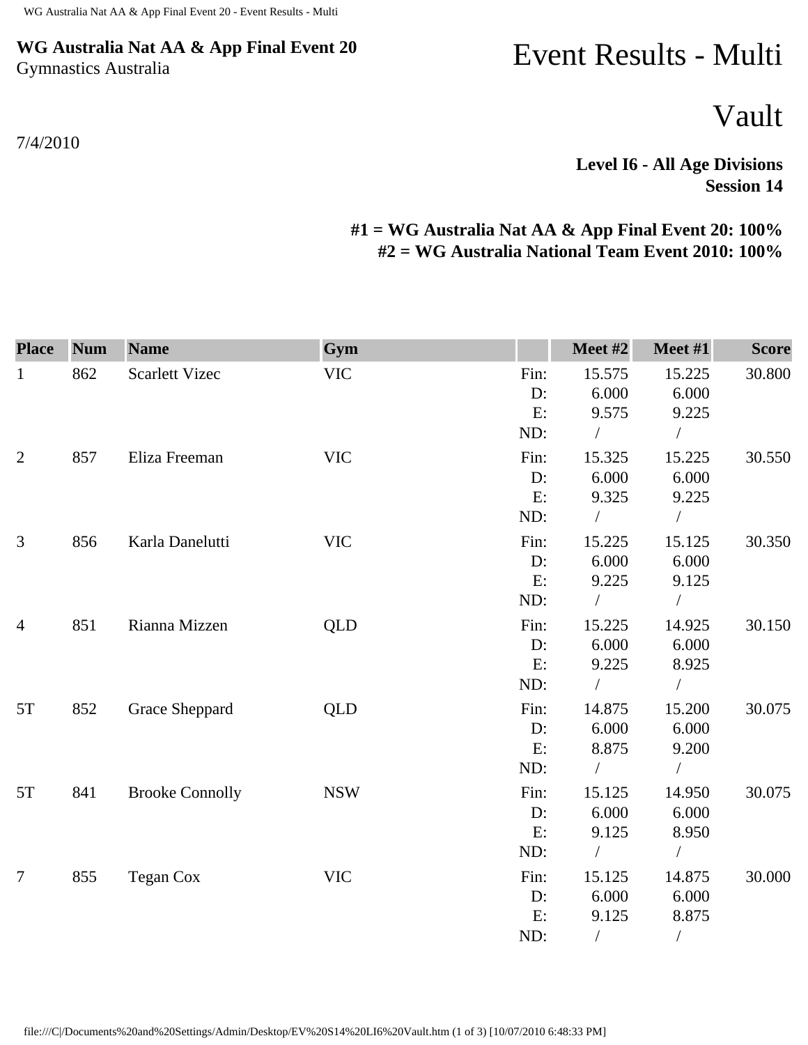**WG Australia Nat AA & App Final Event 20**
Gymnastics Australia

# Event Results - Multi

## Vault

7/4/2010

**Level I6 - All Age Divisions**
**Session 14**

**#1 = WG Australia Nat AA & App Final Event 20: 100%**
**#2 = WG Australia National Team Event 2010: 100%**

| Place | Num | Name | Gym | | Meet #2 | Meet #1 | Score |
|---|---|---|---|---|---|---|---|
| 1 | 862 | Scarlett Vizec | VIC | Fin: | 15.575 | 15.225 | 30.800 |
| | | | | D: | 6.000 | 6.000 | |
| | | | | E: | 9.575 | 9.225 | |
| | | | | ND: | / | / | |
| 2 | 857 | Eliza Freeman | VIC | Fin: | 15.325 | 15.225 | 30.550 |
| | | | | D: | 6.000 | 6.000 | |
| | | | | E: | 9.325 | 9.225 | |
| | | | | ND: | / | / | |
| 3 | 856 | Karla Danelutti | VIC | Fin: | 15.225 | 15.125 | 30.350 |
| | | | | D: | 6.000 | 6.000 | |
| | | | | E: | 9.225 | 9.125 | |
| | | | | ND: | / | / | |
| 4 | 851 | Rianna Mizzen | QLD | Fin: | 15.225 | 14.925 | 30.150 |
| | | | | D: | 6.000 | 6.000 | |
| | | | | E: | 9.225 | 8.925 | |
| | | | | ND: | / | / | |
| 5T | 852 | Grace Sheppard | QLD | Fin: | 14.875 | 15.200 | 30.075 |
| | | | | D: | 6.000 | 6.000 | |
| | | | | E: | 8.875 | 9.200 | |
| | | | | ND: | / | / | |
| 5T | 841 | Brooke Connolly | NSW | Fin: | 15.125 | 14.950 | 30.075 |
| | | | | D: | 6.000 | 6.000 | |
| | | | | E: | 9.125 | 8.950 | |
| | | | | ND: | / | / | |
| 7 | 855 | Tegan Cox | VIC | Fin: | 15.125 | 14.875 | 30.000 |
| | | | | D: | 6.000 | 6.000 | |
| | | | | E: | 9.125 | 8.875 | |
| | | | | ND: | / | / | |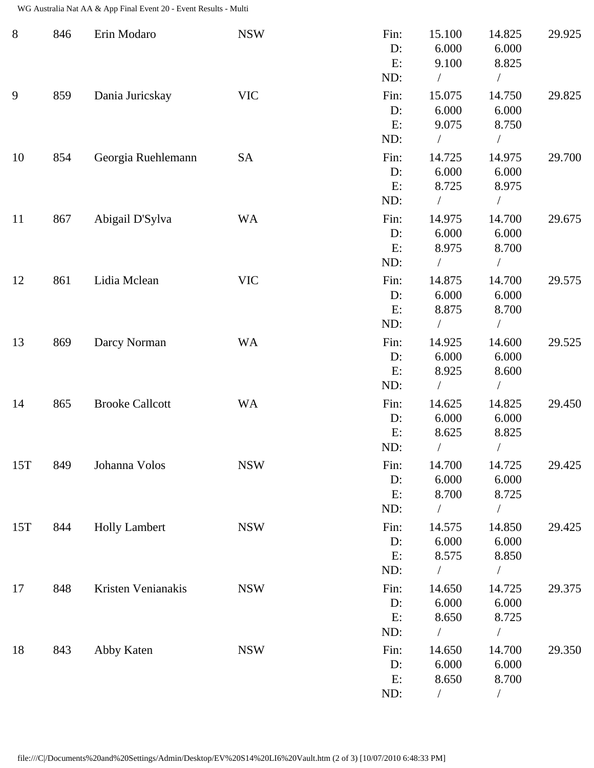| Rank | No. | Name | State | | Vault 1 | Vault 2 | Total |
|---|---|---|---|---|---|---|---|
| 8 | 846 | Erin Modaro | NSW | Fin: | 15.100 | 14.825 | 29.925 |
| | | | | D: | 6.000 | 6.000 | |
| | | | | E: | 9.100 | 8.825 | |
| | | | | ND: | / | / | |
| 9 | 859 | Dania Juricskay | VIC | Fin: | 15.075 | 14.750 | 29.825 |
| | | | | D: | 6.000 | 6.000 | |
| | | | | E: | 9.075 | 8.750 | |
| | | | | ND: | / | / | |
| 10 | 854 | Georgia Ruehlemann | SA | Fin: | 14.725 | 14.975 | 29.700 |
| | | | | D: | 6.000 | 6.000 | |
| | | | | E: | 8.725 | 8.975 | |
| | | | | ND: | / | / | |
| 11 | 867 | Abigail D'Sylva | WA | Fin: | 14.975 | 14.700 | 29.675 |
| | | | | D: | 6.000 | 6.000 | |
| | | | | E: | 8.975 | 8.700 | |
| | | | | ND: | / | / | |
| 12 | 861 | Lidia Mclean | VIC | Fin: | 14.875 | 14.700 | 29.575 |
| | | | | D: | 6.000 | 6.000 | |
| | | | | E: | 8.875 | 8.700 | |
| | | | | ND: | / | / | |
| 13 | 869 | Darcy Norman | WA | Fin: | 14.925 | 14.600 | 29.525 |
| | | | | D: | 6.000 | 6.000 | |
| | | | | E: | 8.925 | 8.600 | |
| | | | | ND: | / | / | |
| 14 | 865 | Brooke Callcott | WA | Fin: | 14.625 | 14.825 | 29.450 |
| | | | | D: | 6.000 | 6.000 | |
| | | | | E: | 8.625 | 8.825 | |
| | | | | ND: | / | / | |
| 15T | 849 | Johanna Volos | NSW | Fin: | 14.700 | 14.725 | 29.425 |
| | | | | D: | 6.000 | 6.000 | |
| | | | | E: | 8.700 | 8.725 | |
| | | | | ND: | / | / | |
| 15T | 844 | Holly Lambert | NSW | Fin: | 14.575 | 14.850 | 29.425 |
| | | | | D: | 6.000 | 6.000 | |
| | | | | E: | 8.575 | 8.850 | |
| | | | | ND: | / | / | |
| 17 | 848 | Kristen Venianakis | NSW | Fin: | 14.650 | 14.725 | 29.375 |
| | | | | D: | 6.000 | 6.000 | |
| | | | | E: | 8.650 | 8.725 | |
| | | | | ND: | / | / | |
| 18 | 843 | Abby Katen | NSW | Fin: | 14.650 | 14.700 | 29.350 |
| | | | | D: | 6.000 | 6.000 | |
| | | | | E: | 8.650 | 8.700 | |
| | | | | ND: | / | / | |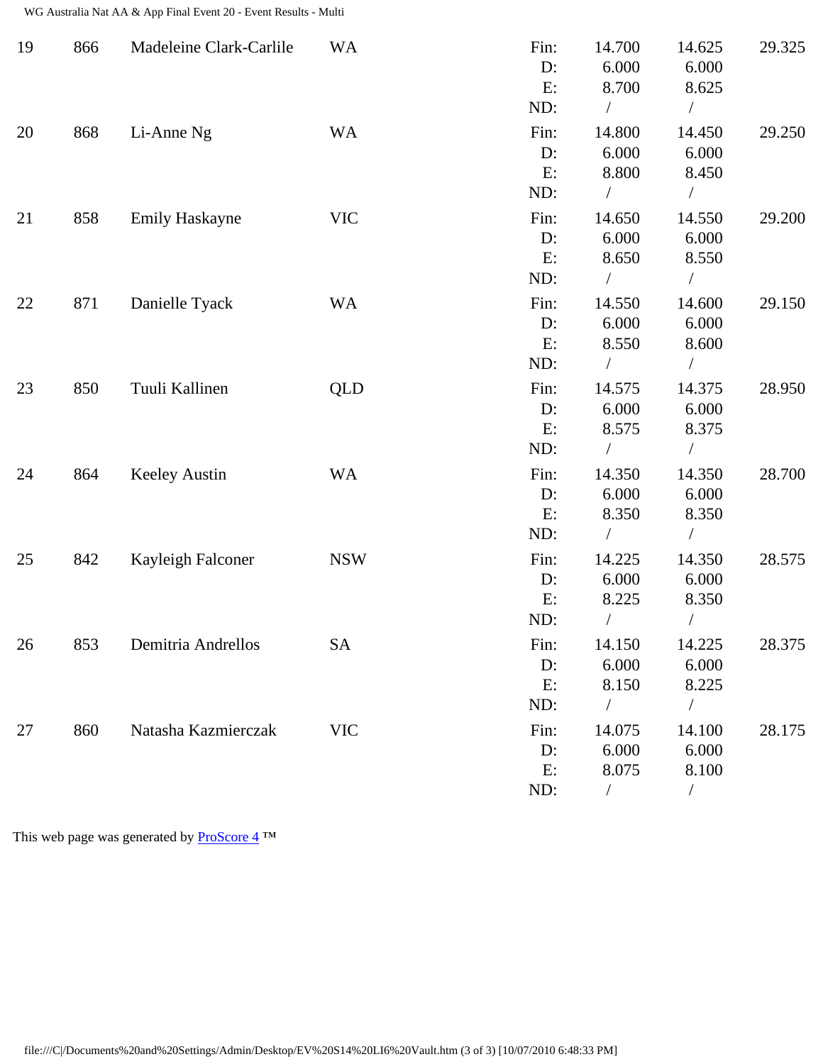| | | | | | | | |
|---|---|---|---|---|---|---|---|
| 19 | 866 | Madeleine Clark-Carlile | WA | Fin: | 14.700 | 14.625 | 29.325 |
| | | | | D: | 6.000 | 6.000 | |
| | | | | E: | 8.700 | 8.625 | |
| | | | | ND: | / | / | |
| 20 | 868 | Li-Anne Ng | WA | Fin: | 14.800 | 14.450 | 29.250 |
| | | | | D: | 6.000 | 6.000 | |
| | | | | E: | 8.800 | 8.450 | |
| | | | | ND: | / | / | |
| 21 | 858 | Emily Haskayne | VIC | Fin: | 14.650 | 14.550 | 29.200 |
| | | | | D: | 6.000 | 6.000 | |
| | | | | E: | 8.650 | 8.550 | |
| | | | | ND: | / | / | |
| 22 | 871 | Danielle Tyack | WA | Fin: | 14.550 | 14.600 | 29.150 |
| | | | | D: | 6.000 | 6.000 | |
| | | | | E: | 8.550 | 8.600 | |
| | | | | ND: | / | / | |
| 23 | 850 | Tuuli Kallinen | QLD | Fin: | 14.575 | 14.375 | 28.950 |
| | | | | D: | 6.000 | 6.000 | |
| | | | | E: | 8.575 | 8.375 | |
| | | | | ND: | / | / | |
| 24 | 864 | Keeley Austin | WA | Fin: | 14.350 | 14.350 | 28.700 |
| | | | | D: | 6.000 | 6.000 | |
| | | | | E: | 8.350 | 8.350 | |
| | | | | ND: | / | / | |
| 25 | 842 | Kayleigh Falconer | NSW | Fin: | 14.225 | 14.350 | 28.575 |
| | | | | D: | 6.000 | 6.000 | |
| | | | | E: | 8.225 | 8.350 | |
| | | | | ND: | / | / | |
| 26 | 853 | Demitria Andrellos | SA | Fin: | 14.150 | 14.225 | 28.375 |
| | | | | D: | 6.000 | 6.000 | |
| | | | | E: | 8.150 | 8.225 | |
| | | | | ND: | / | / | |
| 27 | 860 | Natasha Kazmierczak | VIC | Fin: | 14.075 | 14.100 | 28.175 |
| | | | | D: | 6.000 | 6.000 | |
| | | | | E: | 8.075 | 8.100 | |
| | | | | ND: | / | / | |

This web page was generated by ProScore 4 ™